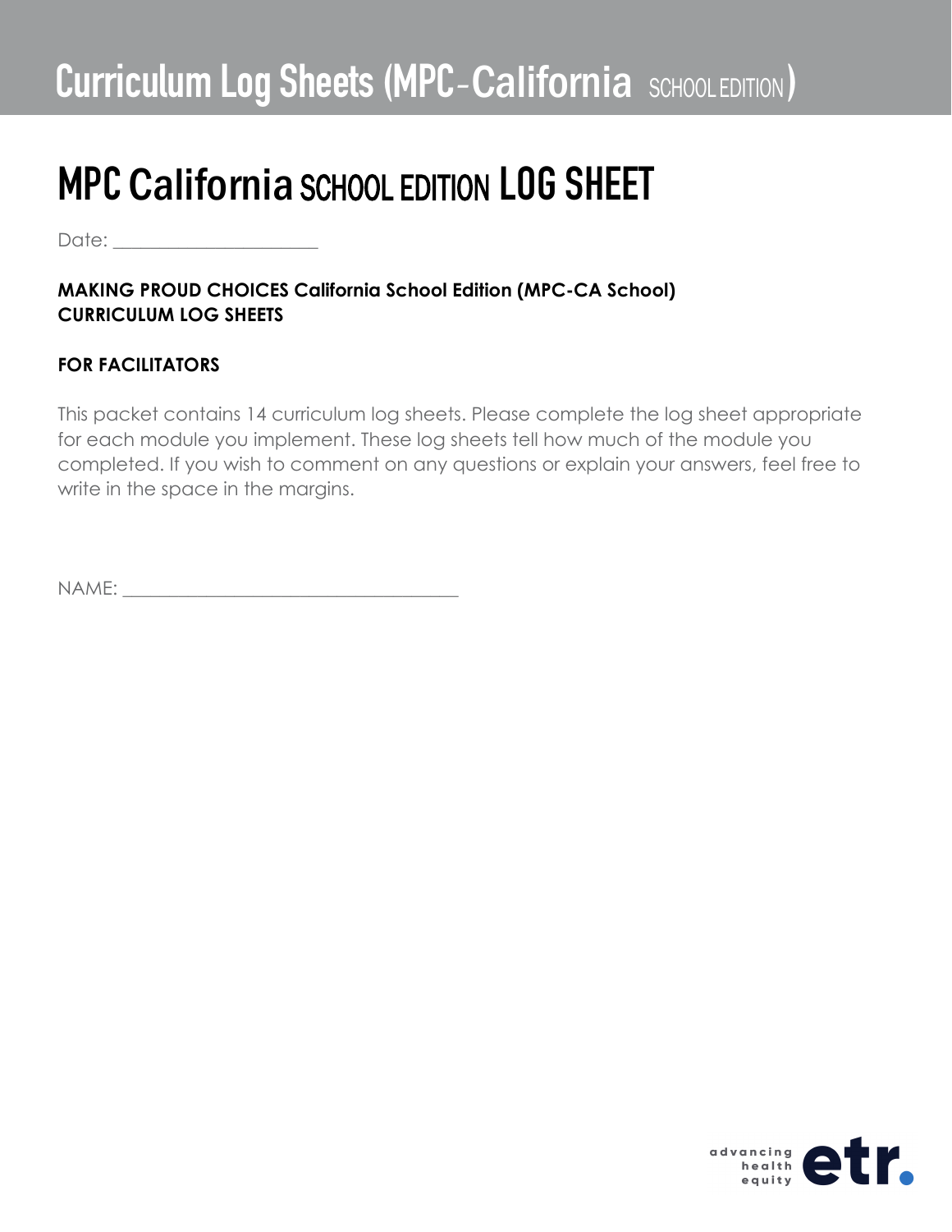# Curriculum Log Sheets (MPC-California SCHOOL EDITION)

## MPC California SCHOOL EDITION LOG SHEET

Date: ____________________

**MAKING PROUD CHOICES California School Edition (MPC-CA School)**
**CURRICULUM LOG SHEETS**

**FOR FACILITATORS**

This packet contains 14 curriculum log sheets. Please complete the log sheet appropriate for each module you implement. These log sheets tell how much of the module you completed. If you wish to comment on any questions or explain your answers, feel free to write in the space in the margins.

NAME: ________________________________

advancing health equity etr.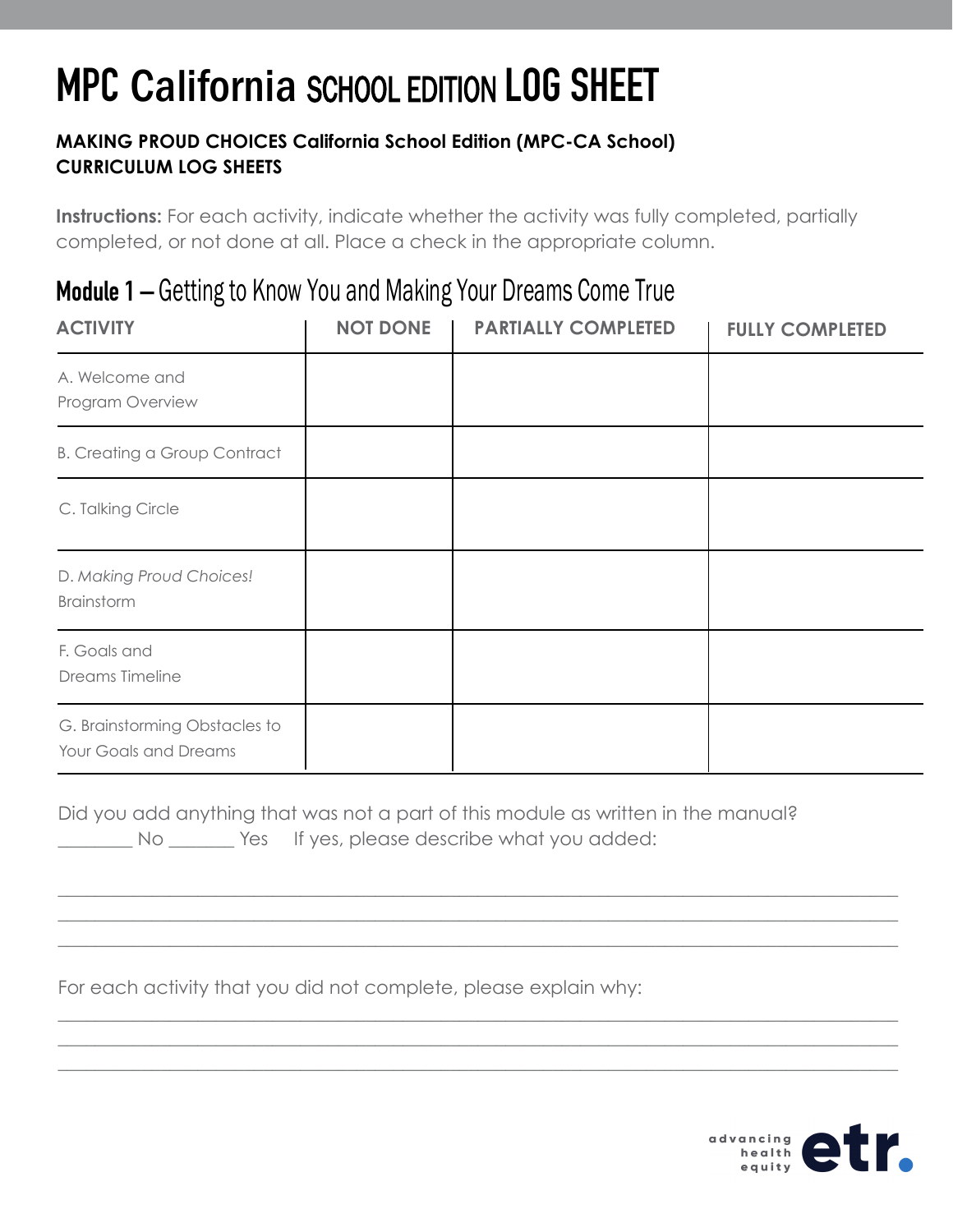# MPC California SCHOOL EDITION LOG SHEET

**MAKING PROUD CHOICES California School Edition (MPC-CA School) CURRICULUM LOG SHEETS**

**Instructions:** For each activity, indicate whether the activity was fully completed, partially completed, or not done at all. Place a check in the appropriate column.

## Module 1 – Getting to Know You and Making Your Dreams Come True

| ACTIVITY | NOT DONE | PARTIALLY COMPLETED | FULLY COMPLETED |
|---|---|---|---|
| A. Welcome and Program Overview | | | |
| B. Creating a Group Contract | | | |
| C. Talking Circle | | | |
| D. *Making Proud Choices!* Brainstorm | | | |
| F. Goals and Dreams Timeline | | | |
| G. Brainstorming Obstacles to Your Goals and Dreams | | | |

Did you add anything that was not a part of this module as written in the manual?
________ No _______ Yes  If yes, please describe what you added:

___________________________________________________________________________

___________________________________________________________________________

___________________________________________________________________________

For each activity that you did not complete, please explain why:

___________________________________________________________________________

___________________________________________________________________________

___________________________________________________________________________

advancing health equity etr.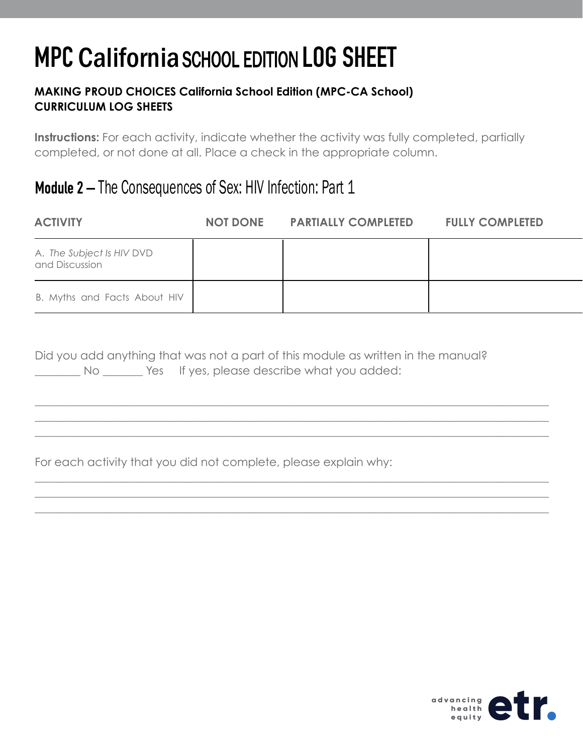# MPC California SCHOOL EDITION LOG SHEET

**MAKING PROUD CHOICES California School Edition (MPC-CA School)**
**CURRICULUM LOG SHEETS**

**Instructions:** For each activity, indicate whether the activity was fully completed, partially completed, or not done at all. Place a check in the appropriate column.

## Module 2 – The Consequences of Sex: HIV Infection: Part 1

| ACTIVITY | NOT DONE | PARTIALLY COMPLETED | FULLY COMPLETED |
|---|---|---|---|
| A. *The Subject Is HIV* DVD and Discussion | | | |
| B. Myths and Facts About HIV | | | |

Did you add anything that was not a part of this module as written in the manual?
________ No _______ Yes     If yes, please describe what you added:

______________________________________________________________________________
______________________________________________________________________________
______________________________________________________________________________

For each activity that you did not complete, please explain why:

______________________________________________________________________________
______________________________________________________________________________
______________________________________________________________________________

advancing health equity etr.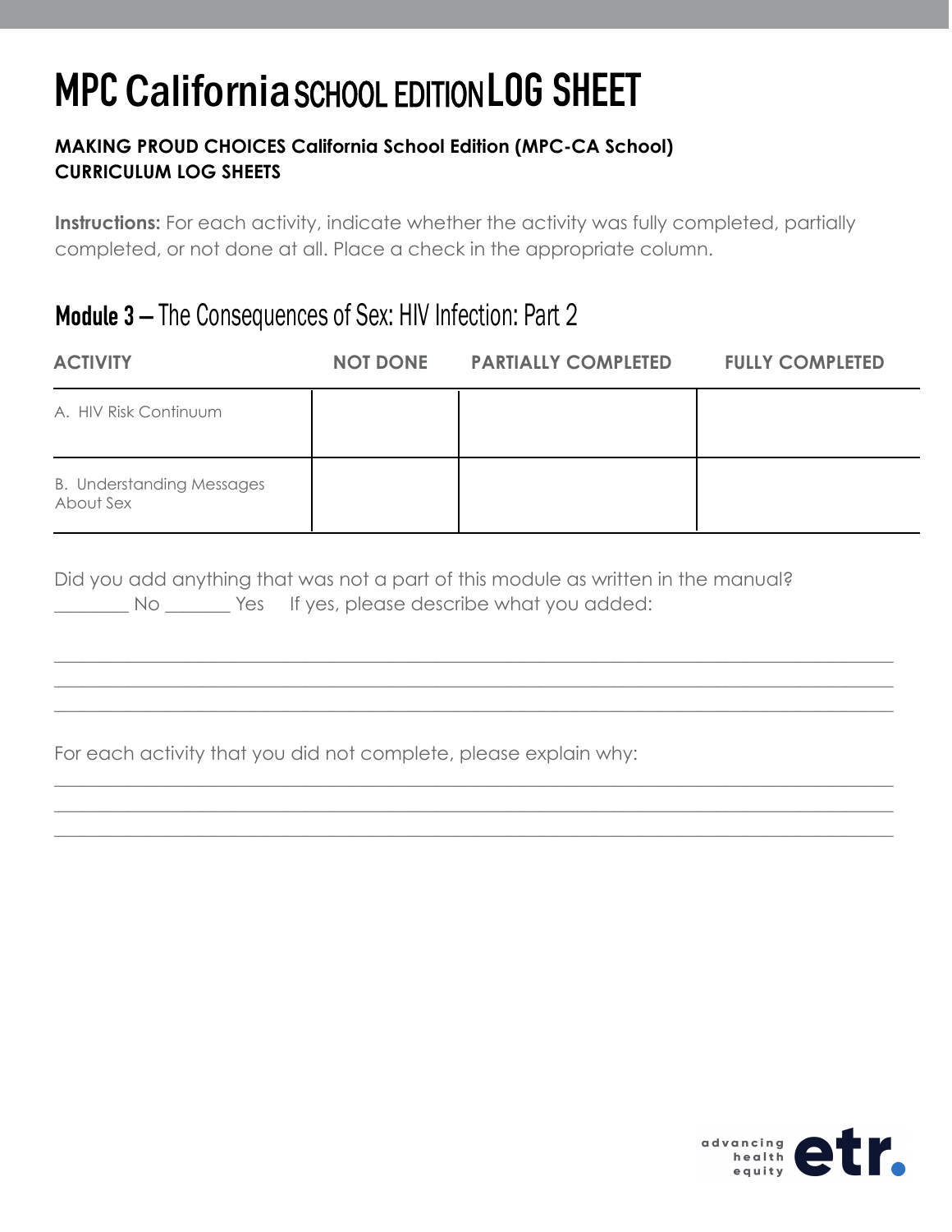# MPC California SCHOOL EDITION LOG SHEET

**MAKING PROUD CHOICES California School Edition (MPC-CA School)**
**CURRICULUM LOG SHEETS**

**Instructions:** For each activity, indicate whether the activity was fully completed, partially completed, or not done at all. Place a check in the appropriate column.

## Module 3 – The Consequences of Sex: HIV Infection: Part 2

| ACTIVITY | NOT DONE | PARTIALLY COMPLETED | FULLY COMPLETED |
|---|---|---|---|
| A. HIV Risk Continuum | | | |
| B. Understanding Messages About Sex | | | |

Did you add anything that was not a part of this module as written in the manual?
________ No _______ Yes     If yes, please describe what you added:

_______________________________________________________________________________
_______________________________________________________________________________
_______________________________________________________________________________

For each activity that you did not complete, please explain why:

_______________________________________________________________________________
_______________________________________________________________________________
_______________________________________________________________________________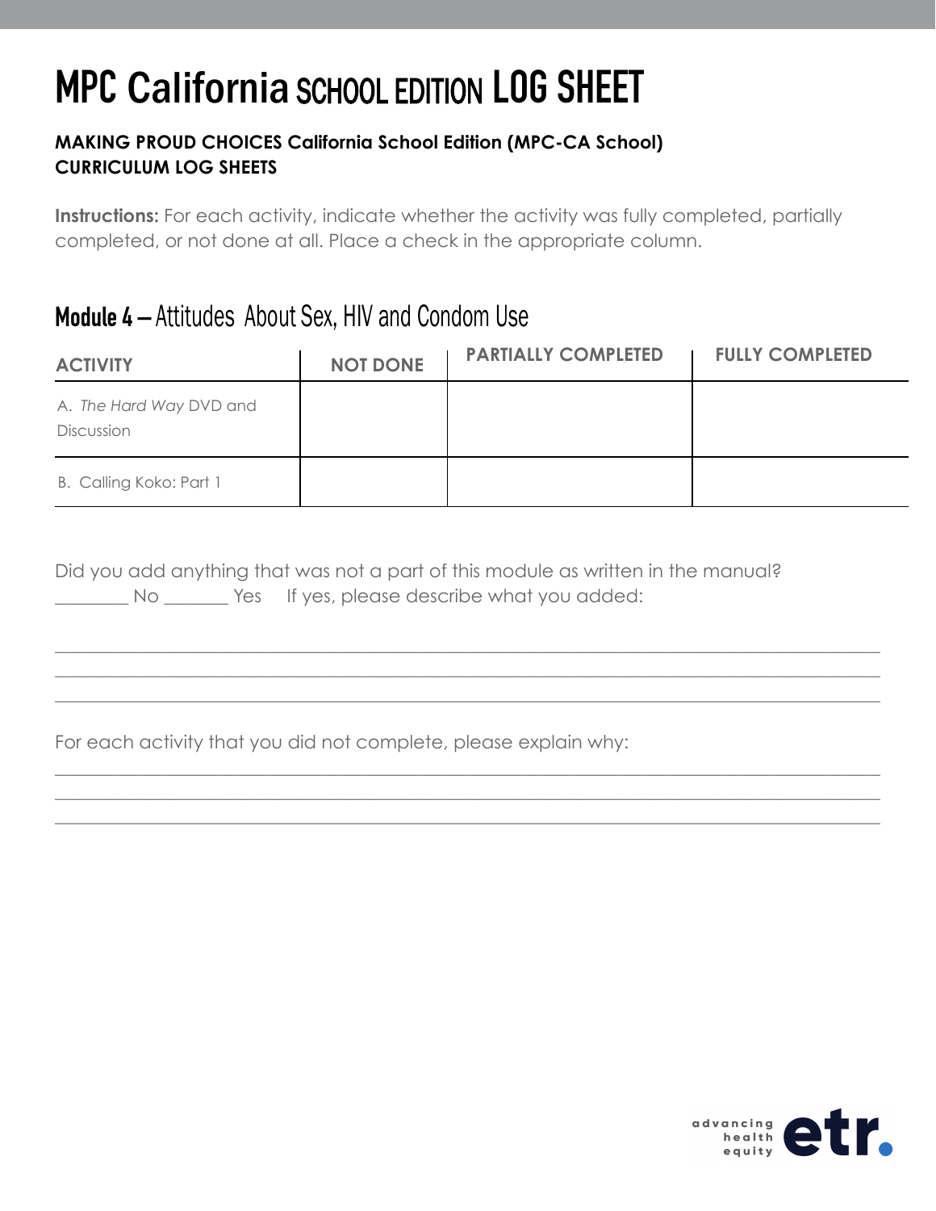# MPC California SCHOOL EDITION LOG SHEET

**MAKING PROUD CHOICES California School Edition (MPC-CA School)**
**CURRICULUM LOG SHEETS**

**Instructions:** For each activity, indicate whether the activity was fully completed, partially completed, or not done at all. Place a check in the appropriate column.

## Module 4 – Attitudes About Sex, HIV and Condom Use

| ACTIVITY | NOT DONE | PARTIALLY COMPLETED | FULLY COMPLETED |
|---|---|---|---|
| A. *The Hard Way* DVD and Discussion | | | |
| B. Calling Koko: Part 1 | | | |

Did you add anything that was not a part of this module as written in the manual?
________ No _______ Yes If yes, please describe what you added:

______________________________________________________________________________
______________________________________________________________________________
______________________________________________________________________________

For each activity that you did not complete, please explain why:

______________________________________________________________________________
______________________________________________________________________________
______________________________________________________________________________

advancing health equity etr.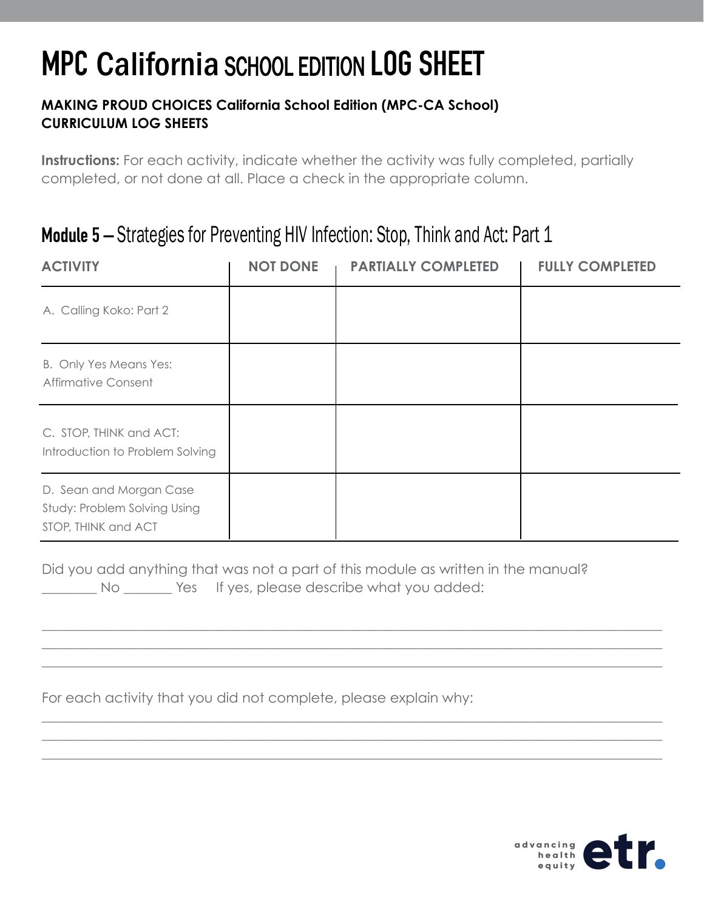# MPC California SCHOOL EDITION LOG SHEET

**MAKING PROUD CHOICES California School Edition (MPC-CA School)**
**CURRICULUM LOG SHEETS**

**Instructions:** For each activity, indicate whether the activity was fully completed, partially completed, or not done at all. Place a check in the appropriate column.

## Module 5 – Strategies for Preventing HIV Infection: Stop, Think and Act: Part 1

| ACTIVITY | NOT DONE | PARTIALLY COMPLETED | FULLY COMPLETED |
| --- | --- | --- | --- |
| A. Calling Koko: Part 2 | | | |
| B. Only Yes Means Yes: Affirmative Consent | | | |
| C. STOP, THINK and ACT: Introduction to Problem Solving | | | |
| D. Sean and Morgan Case Study: Problem Solving Using STOP, THINK and ACT | | | |

Did you add anything that was not a part of this module as written in the manual?
________ No _______ Yes If yes, please describe what you added:

_____________________________________________________________________________________
_____________________________________________________________________________________
_____________________________________________________________________________________

For each activity that you did not complete, please explain why:

_____________________________________________________________________________________
_____________________________________________________________________________________
_____________________________________________________________________________________

advancing health equity etr.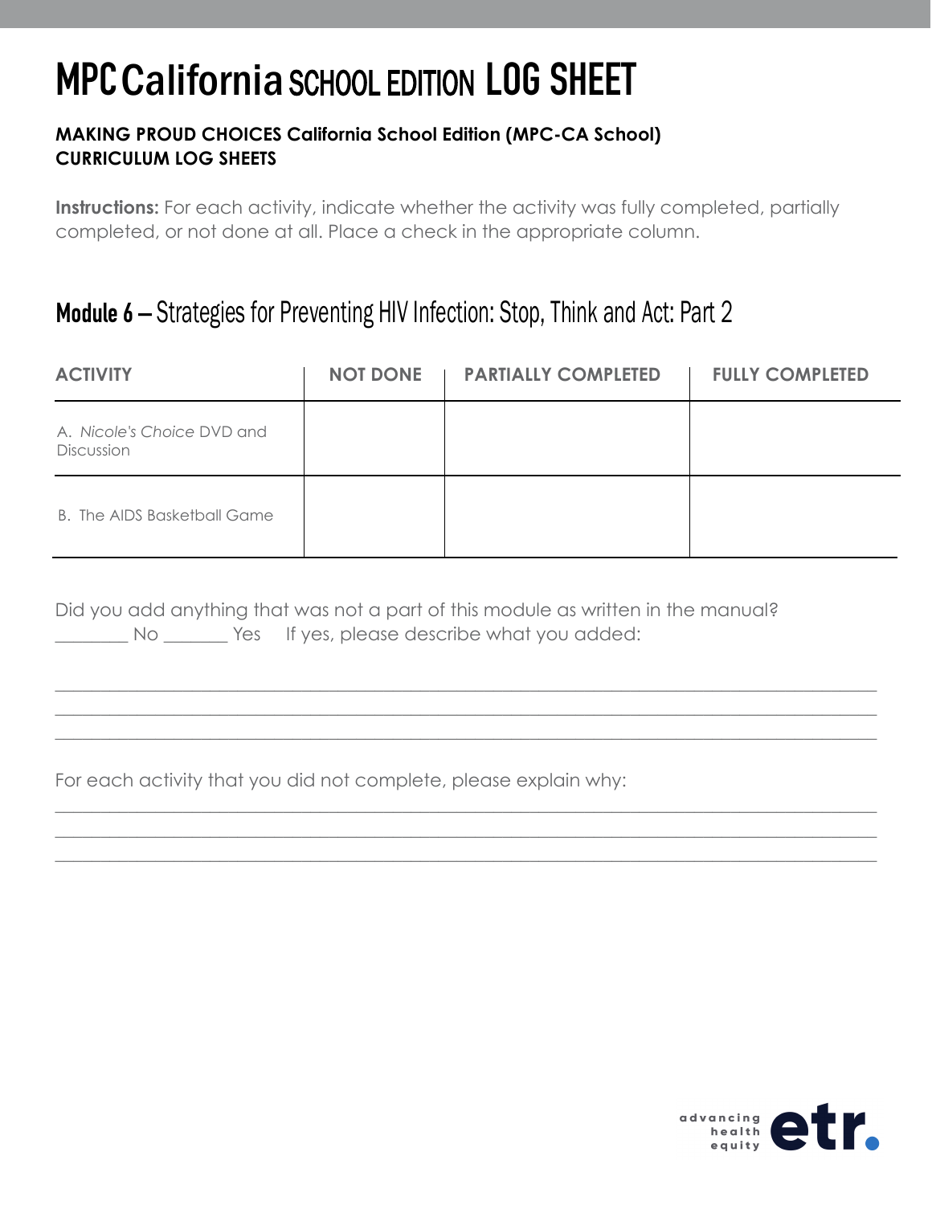# MPC California SCHOOL EDITION LOG SHEET

**MAKING PROUD CHOICES California School Edition (MPC-CA School) CURRICULUM LOG SHEETS**

**Instructions:** For each activity, indicate whether the activity was fully completed, partially completed, or not done at all. Place a check in the appropriate column.

## Module 6 – Strategies for Preventing HIV Infection: Stop, Think and Act: Part 2

| ACTIVITY | NOT DONE | PARTIALLY COMPLETED | FULLY COMPLETED |
|---|---|---|---|
| A. *Nicole's Choice* DVD and Discussion | | | |
| B. The AIDS Basketball Game | | | |

Did you add anything that was not a part of this module as written in the manual?
________ No _______ Yes  If yes, please describe what you added:

___________________________________________________________________________
___________________________________________________________________________
___________________________________________________________________________

For each activity that you did not complete, please explain why:

___________________________________________________________________________
___________________________________________________________________________
___________________________________________________________________________

advancing health equity etr.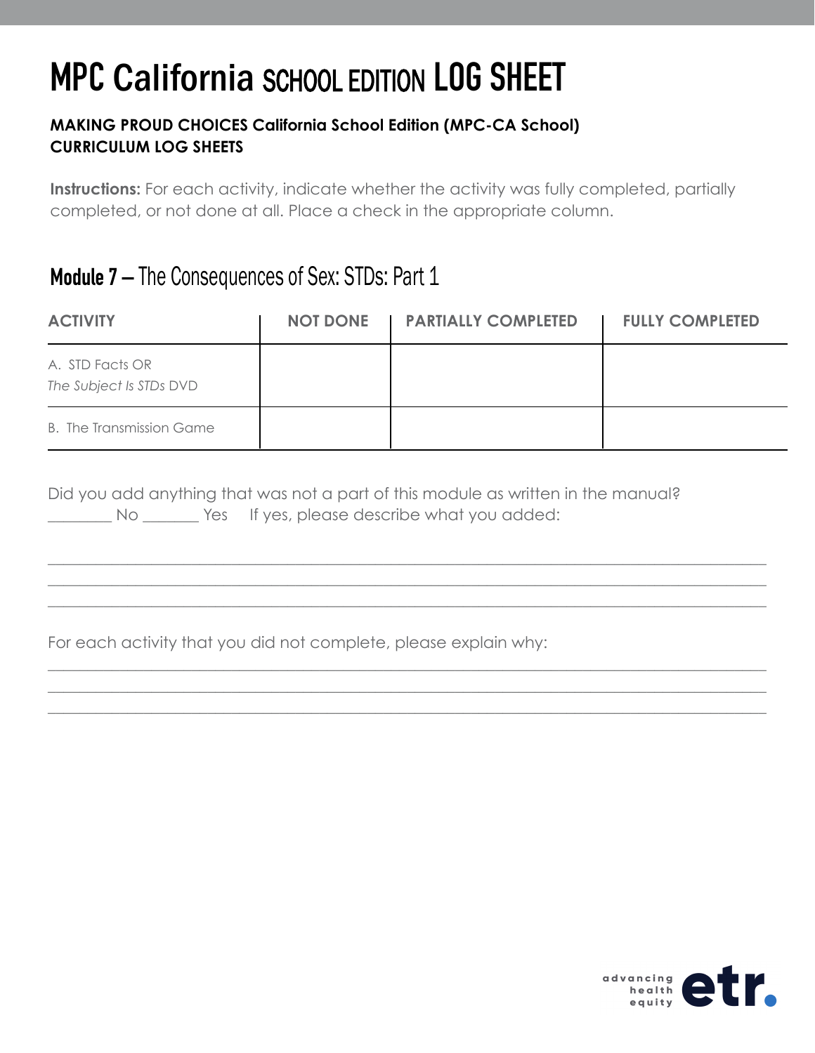# MPC California SCHOOL EDITION LOG SHEET

**MAKING PROUD CHOICES California School Edition (MPC-CA School)**
**CURRICULUM LOG SHEETS**

**Instructions:** For each activity, indicate whether the activity was fully completed, partially completed, or not done at all. Place a check in the appropriate column.

## **Module 7 –** The Consequences of Sex: STDs: Part 1

| ACTIVITY | NOT DONE | PARTIALLY COMPLETED | FULLY COMPLETED |
|---|---|---|---|
| A. STD Facts OR *The Subject Is STDs* DVD | | | |
| B. The Transmission Game | | | |

Did you add anything that was not a part of this module as written in the manual?
________ No _______ Yes   If yes, please describe what you added:

______________________________________________________________________________
______________________________________________________________________________
______________________________________________________________________________

For each activity that you did not complete, please explain why:

______________________________________________________________________________
______________________________________________________________________________
______________________________________________________________________________

advancing health equity etr.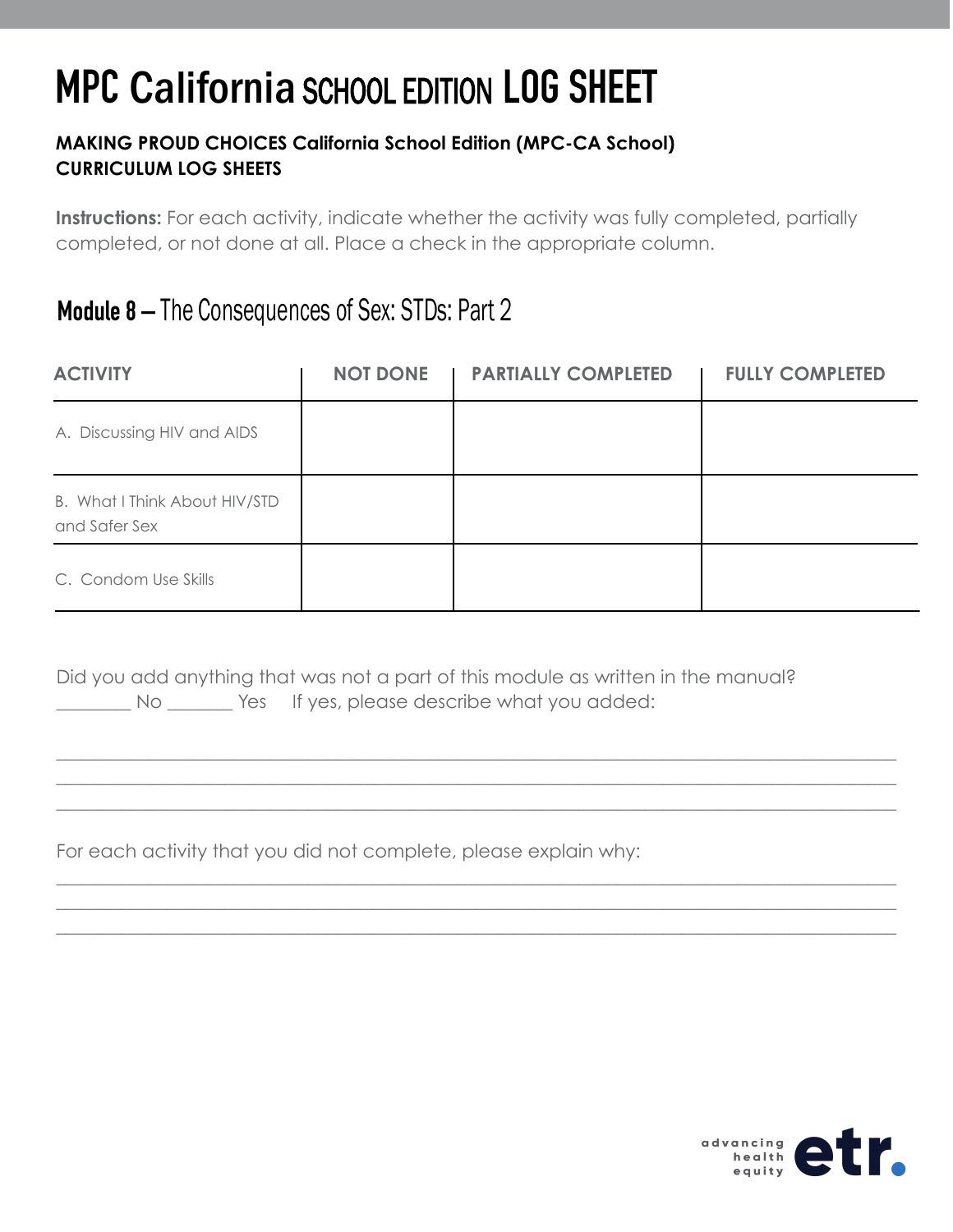# MPC California SCHOOL EDITION LOG SHEET

**MAKING PROUD CHOICES California School Edition (MPC-CA School) CURRICULUM LOG SHEETS**

**Instructions:** For each activity, indicate whether the activity was fully completed, partially completed, or not done at all. Place a check in the appropriate column.

## Module 8 – The Consequences of Sex: STDs: Part 2

| ACTIVITY | NOT DONE | PARTIALLY COMPLETED | FULLY COMPLETED |
|---|---|---|---|
| A. Discussing HIV and AIDS | | | |
| B. What I Think About HIV/STD and Safer Sex | | | |
| C. Condom Use Skills | | | |

Did you add anything that was not a part of this module as written in the manual?
________ No _______ Yes   If yes, please describe what you added:

______________________________________________________________________________
______________________________________________________________________________
______________________________________________________________________________

For each activity that you did not complete, please explain why:

______________________________________________________________________________
______________________________________________________________________________
______________________________________________________________________________

advancing health equity etr.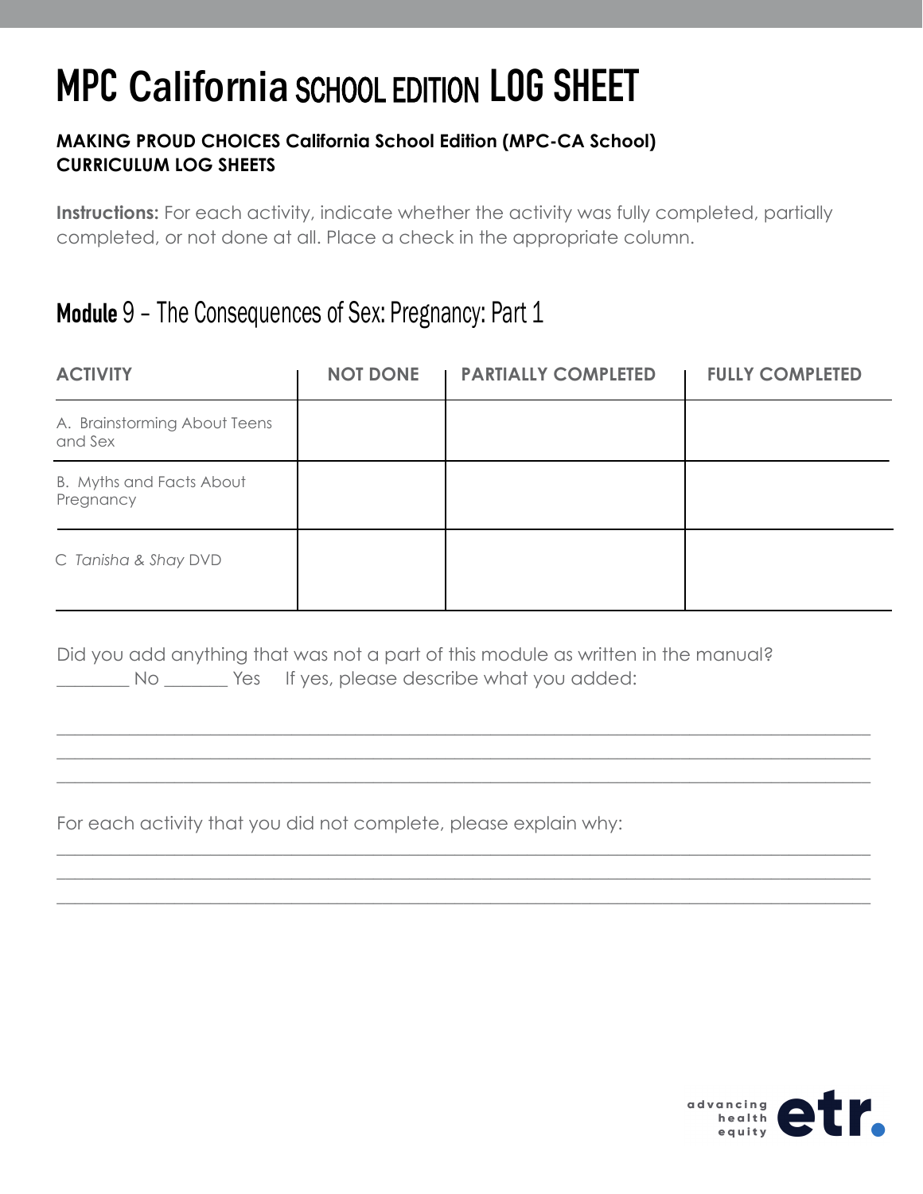# MPC California SCHOOL EDITION LOG SHEET

**MAKING PROUD CHOICES California School Edition (MPC-CA School)**
**CURRICULUM LOG SHEETS**

**Instructions:** For each activity, indicate whether the activity was fully completed, partially completed, or not done at all. Place a check in the appropriate column.

## Module 9 – The Consequences of Sex: Pregnancy: Part 1

| ACTIVITY | NOT DONE | PARTIALLY COMPLETED | FULLY COMPLETED |
|---|---|---|---|
| A. Brainstorming About Teens and Sex | | | |
| B. Myths and Facts About Pregnancy | | | |
| C *Tanisha & Shay* DVD | | | |

Did you add anything that was not a part of this module as written in the manual?
________ No _______ Yes   If yes, please describe what you added:

________________________________________________________________________________

________________________________________________________________________________

________________________________________________________________________________

For each activity that you did not complete, please explain why:

________________________________________________________________________________

________________________________________________________________________________

________________________________________________________________________________

advancing health equity etr.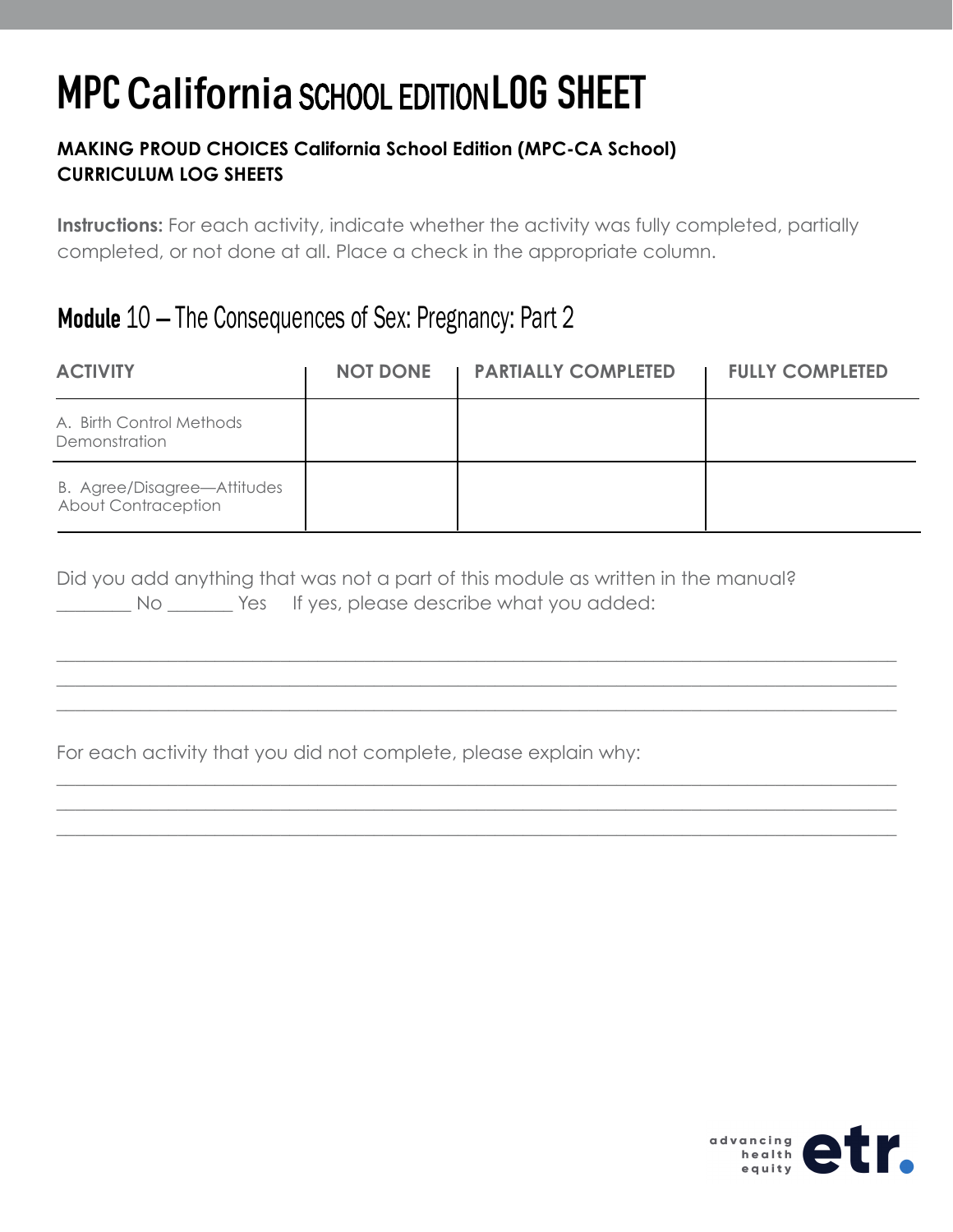# MPC California SCHOOL EDITION LOG SHEET

**MAKING PROUD CHOICES California School Edition (MPC-CA School)**
**CURRICULUM LOG SHEETS**

**Instructions:** For each activity, indicate whether the activity was fully completed, partially completed, or not done at all. Place a check in the appropriate column.

## Module 10 – The Consequences of Sex: Pregnancy: Part 2

| ACTIVITY | NOT DONE | PARTIALLY COMPLETED | FULLY COMPLETED |
|---|---|---|---|
| A. Birth Control Methods Demonstration | | | |
| B. Agree/Disagree—Attitudes About Contraception | | | |

Did you add anything that was not a part of this module as written in the manual?
________ No _______ Yes If yes, please describe what you added:

______________________________________________________________________________
______________________________________________________________________________
______________________________________________________________________________

For each activity that you did not complete, please explain why:

______________________________________________________________________________
______________________________________________________________________________
______________________________________________________________________________

advancing health equity etr.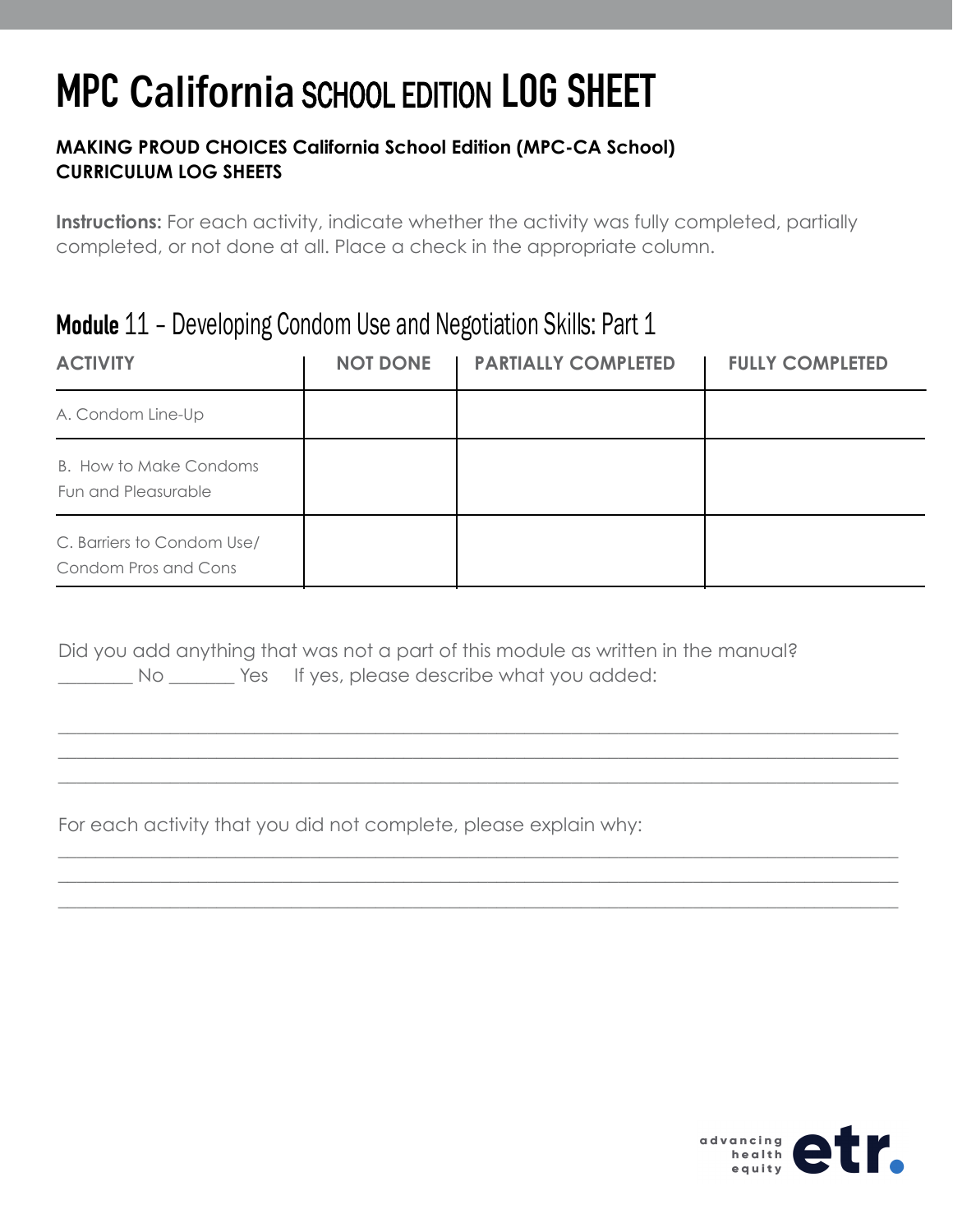# MPC California SCHOOL EDITION LOG SHEET

**MAKING PROUD CHOICES California School Edition (MPC-CA School)**
**CURRICULUM LOG SHEETS**

**Instructions:** For each activity, indicate whether the activity was fully completed, partially completed, or not done at all. Place a check in the appropriate column.

## Module 11 – Developing Condom Use and Negotiation Skills: Part 1

| ACTIVITY | NOT DONE | PARTIALLY COMPLETED | FULLY COMPLETED |
|---|---|---|---|
| A. Condom Line-Up | | | |
| B. How to Make Condoms Fun and Pleasurable | | | |
| C. Barriers to Condom Use/ Condom Pros and Cons | | | |

Did you add anything that was not a part of this module as written in the manual?
________ No _______ Yes   If yes, please describe what you added:

______________________________________________________________________________
______________________________________________________________________________
______________________________________________________________________________

For each activity that you did not complete, please explain why:

______________________________________________________________________________
______________________________________________________________________________
______________________________________________________________________________

advancing health equity etr.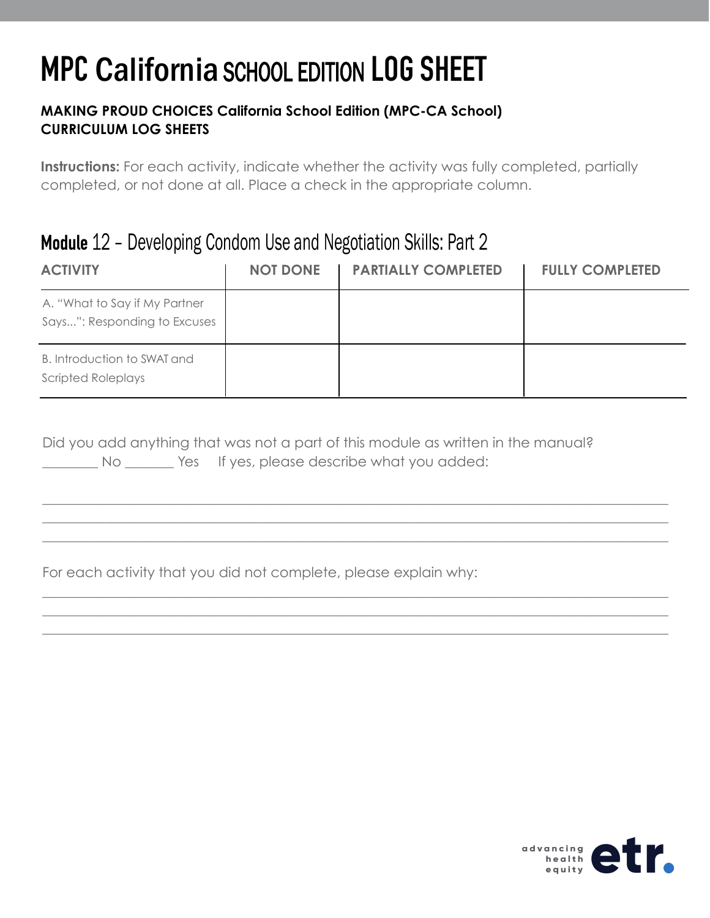# MPC California SCHOOL EDITION LOG SHEET

**MAKING PROUD CHOICES California School Edition (MPC-CA School)**
**CURRICULUM LOG SHEETS**

**Instructions:** For each activity, indicate whether the activity was fully completed, partially completed, or not done at all. Place a check in the appropriate column.

## Module 12 – Developing Condom Use and Negotiation Skills: Part 2

| ACTIVITY | NOT DONE | PARTIALLY COMPLETED | FULLY COMPLETED |
|---|---|---|---|
| A. "What to Say if My Partner Says...": Responding to Excuses | | | |
| B. Introduction to SWAT and Scripted Roleplays | | | |

Did you add anything that was not a part of this module as written in the manual?
________ No _______ Yes If yes, please describe what you added:

______________________________________________________________________________
______________________________________________________________________________
______________________________________________________________________________

For each activity that you did not complete, please explain why:

______________________________________________________________________________
______________________________________________________________________________
______________________________________________________________________________

advancing health equity etr.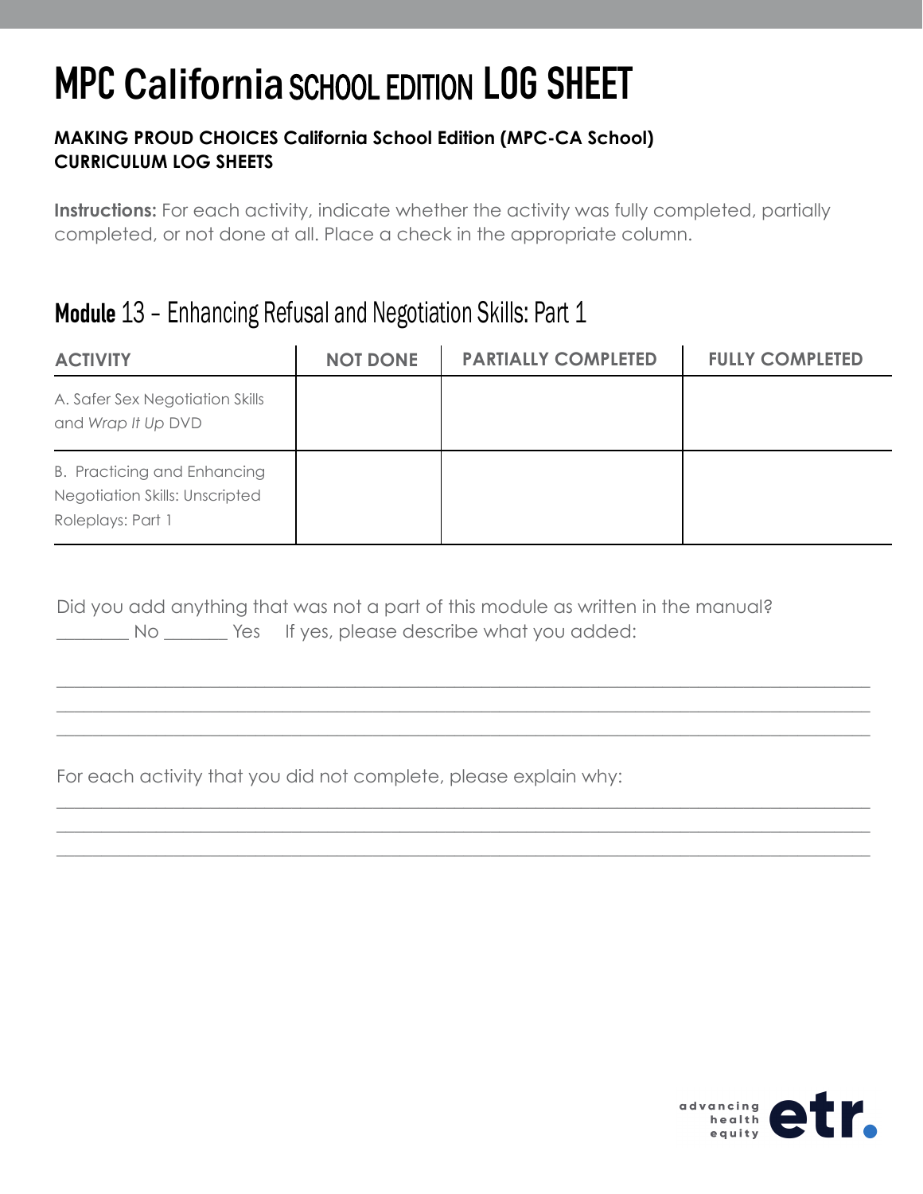# MPC California SCHOOL EDITION LOG SHEET

**MAKING PROUD CHOICES California School Edition (MPC-CA School)**
**CURRICULUM LOG SHEETS**

**Instructions:** For each activity, indicate whether the activity was fully completed, partially completed, or not done at all. Place a check in the appropriate column.

## Module 13 – Enhancing Refusal and Negotiation Skills: Part 1

| ACTIVITY | NOT DONE | PARTIALLY COMPLETED | FULLY COMPLETED |
|---|---|---|---|
| A. Safer Sex Negotiation Skills and *Wrap It Up* DVD | | | |
| B. Practicing and Enhancing Negotiation Skills: Unscripted Roleplays: Part 1 | | | |

Did you add anything that was not a part of this module as written in the manual?
________ No _______ Yes     If yes, please describe what you added:

______________________________________________________________________________
______________________________________________________________________________
______________________________________________________________________________

For each activity that you did not complete, please explain why:

______________________________________________________________________________
______________________________________________________________________________
______________________________________________________________________________

advancing health equity etr.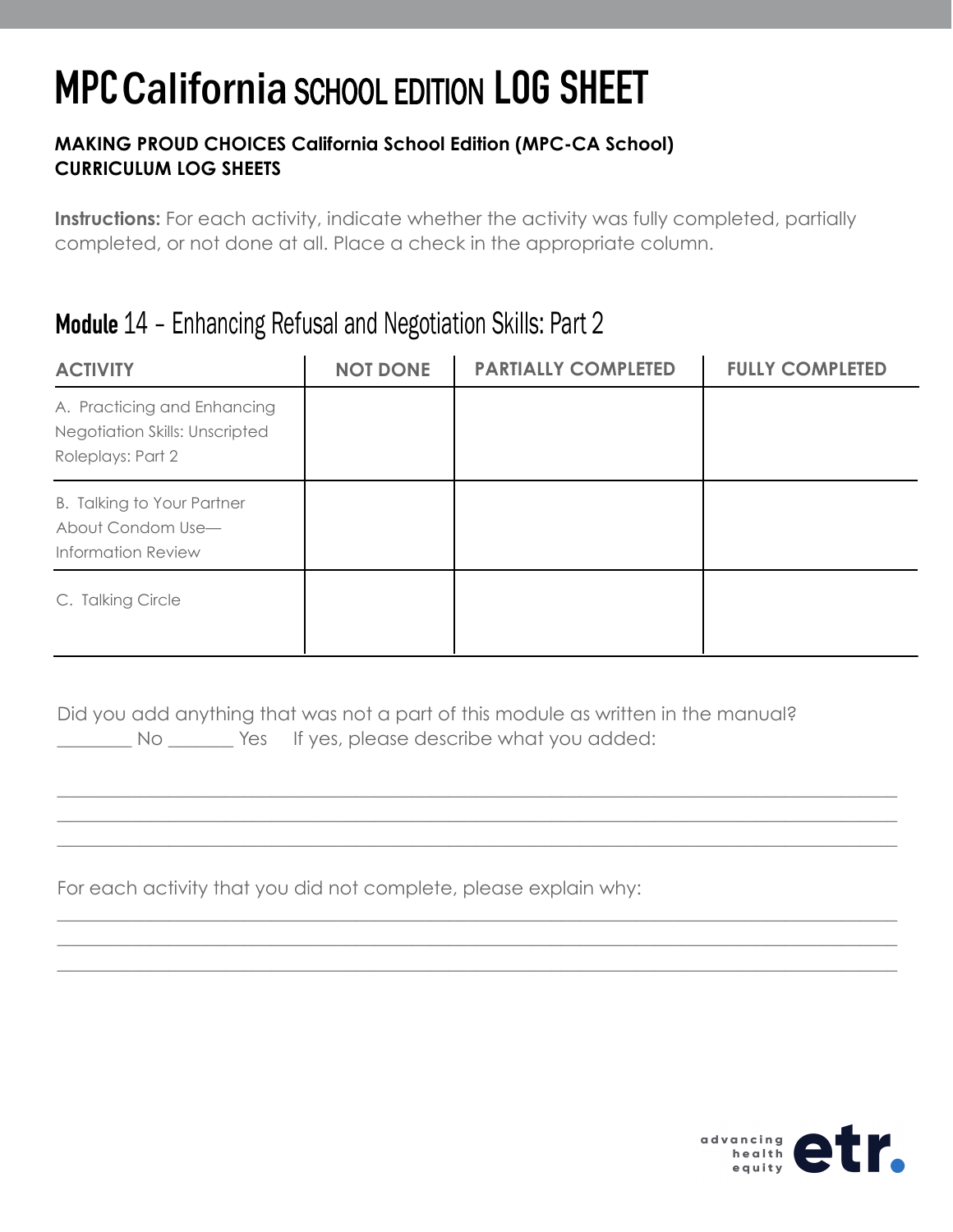# MPC California SCHOOL EDITION LOG SHEET

**MAKING PROUD CHOICES California School Edition (MPC-CA School)**
**CURRICULUM LOG SHEETS**

**Instructions:** For each activity, indicate whether the activity was fully completed, partially completed, or not done at all. Place a check in the appropriate column.

## Module 14 – Enhancing Refusal and Negotiation Skills: Part 2

| ACTIVITY | NOT DONE | PARTIALLY COMPLETED | FULLY COMPLETED |
|---|---|---|---|
| A. Practicing and Enhancing Negotiation Skills: Unscripted Roleplays: Part 2 | | | |
| B. Talking to Your Partner About Condom Use—Information Review | | | |
| C. Talking Circle | | | |

Did you add anything that was not a part of this module as written in the manual?
________ No _______ Yes   If yes, please describe what you added:

________________________________________________________________________________
________________________________________________________________________________
________________________________________________________________________________

For each activity that you did not complete, please explain why:

________________________________________________________________________________
________________________________________________________________________________
________________________________________________________________________________

advancing health equity etr.